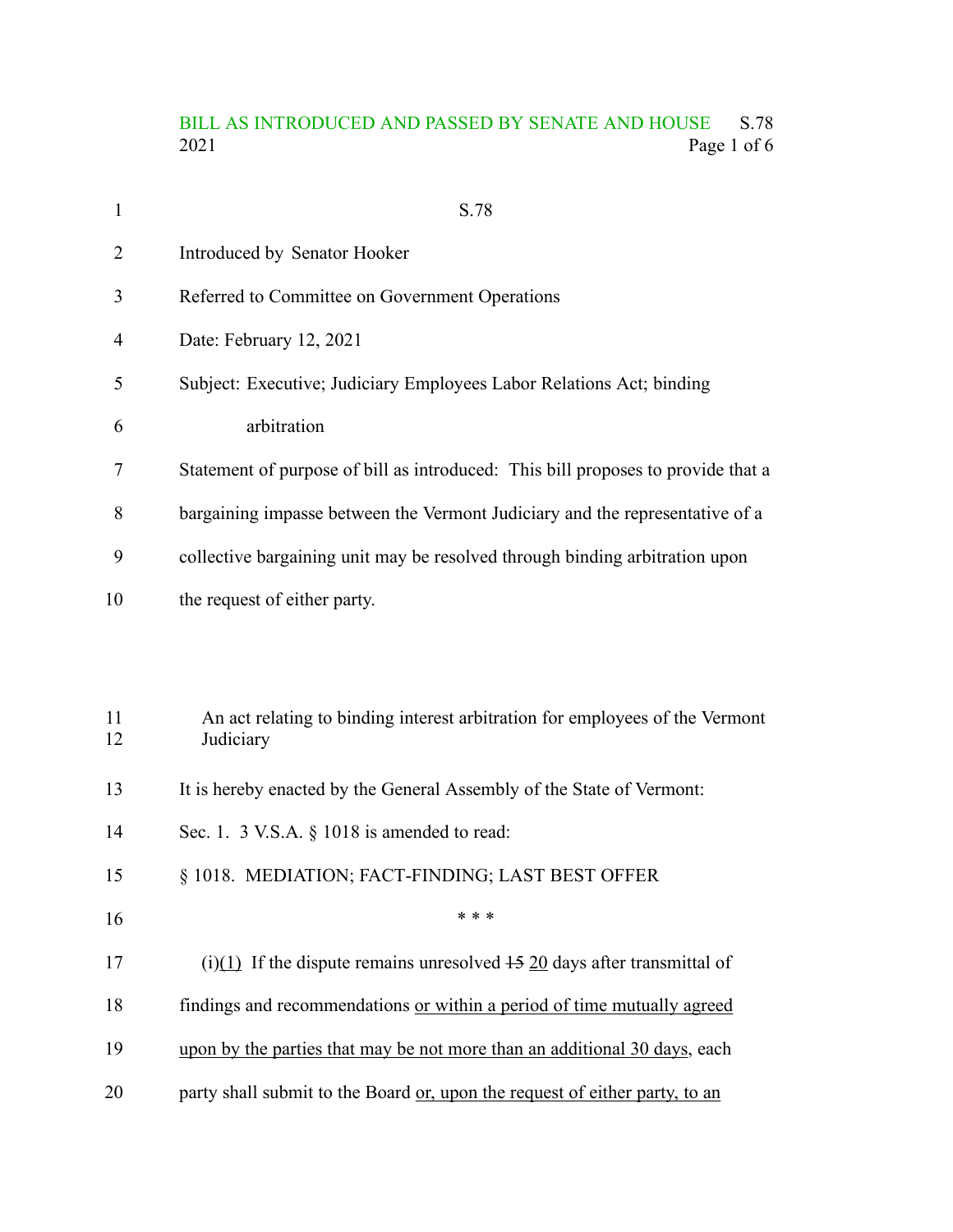S.78

Introduced by Senator Hooker

Referred to Committee on Government Operations

Date: February 12, 2021

Subject: Executive; Judiciary Employees Labor Relations Act; binding arbitration

Statement of purpose of bill as introduced: This bill proposes to provide that a bargaining impasse between the Vermont Judiciary and the representative of a collective bargaining unit may be resolved through binding arbitration upon the request of either party.

An act relating to binding interest arbitration for employees of the Vermont Judiciary

It is hereby enacted by the General Assembly of the State of Vermont:

Sec. 1. 3 V.S.A. § 1018 is amended to read:

§ 1018. MEDIATION; FACT-FINDING; LAST BEST OFFER

\* \* \*

(i)<u>(1)</u> If the dispute remains unresolved ~~15~~ <u>20</u> days after transmittal of findings and recommendations <u>or within a period of time mutually agreed upon by the parties that may be not more than an additional 30 days</u>, each party shall submit to the Board <u>or, upon the request of either party, to an</u>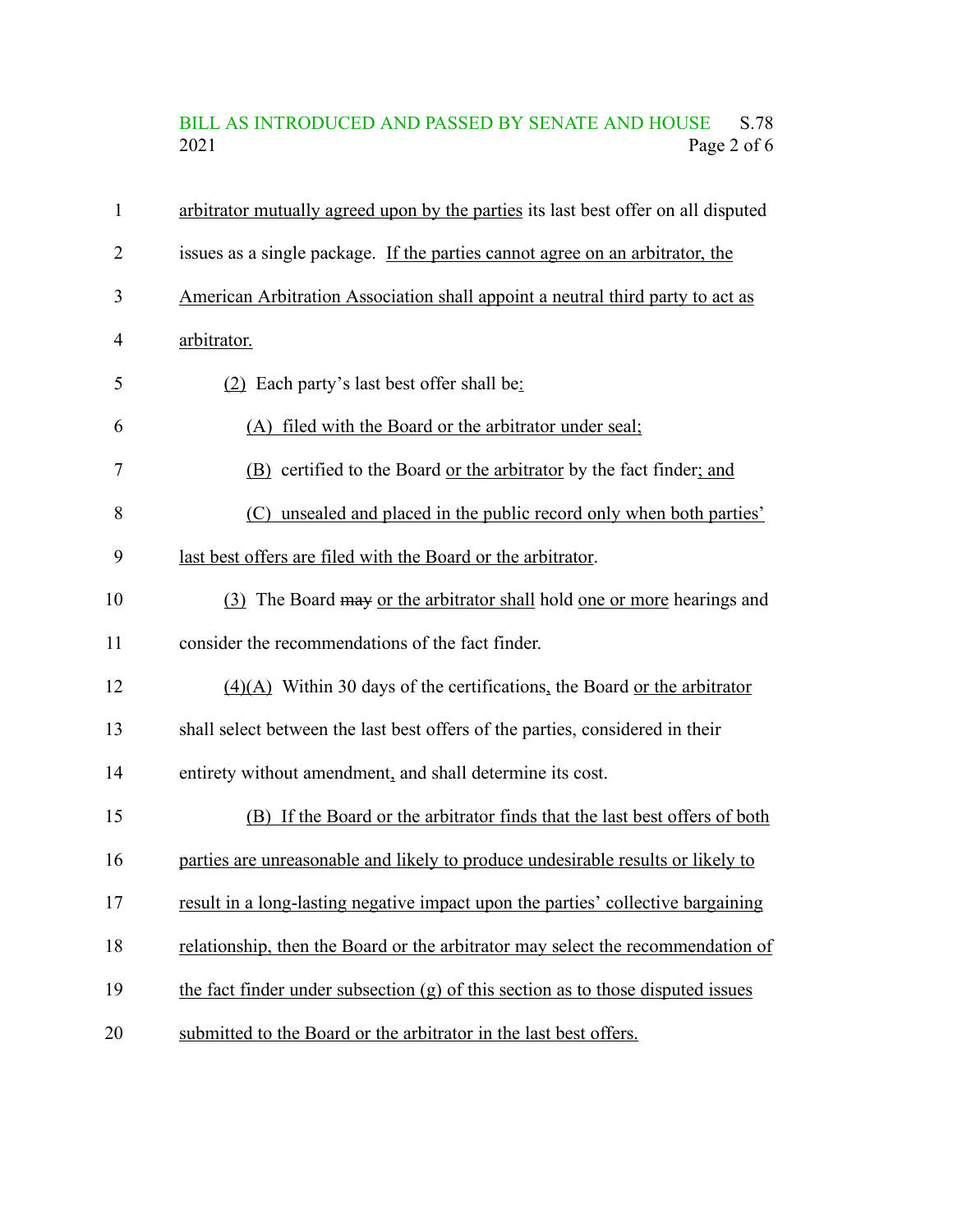arbitrator mutually agreed upon by the parties its last best offer on all disputed issues as a single package. If the parties cannot agree on an arbitrator, the American Arbitration Association shall appoint a neutral third party to act as arbitrator.

(2) Each party's last best offer shall be:

(A) filed with the Board or the arbitrator under seal;

(B) certified to the Board or the arbitrator by the fact finder; and

(C) unsealed and placed in the public record only when both parties' last best offers are filed with the Board or the arbitrator.

(3) The Board ~~may~~ or the arbitrator shall hold one or more hearings and consider the recommendations of the fact finder.

(4)(A) Within 30 days of the certifications, the Board or the arbitrator shall select between the last best offers of the parties, considered in their entirety without amendment, and shall determine its cost.

(B) If the Board or the arbitrator finds that the last best offers of both parties are unreasonable and likely to produce undesirable results or likely to result in a long-lasting negative impact upon the parties' collective bargaining relationship, then the Board or the arbitrator may select the recommendation of the fact finder under subsection (g) of this section as to those disputed issues submitted to the Board or the arbitrator in the last best offers.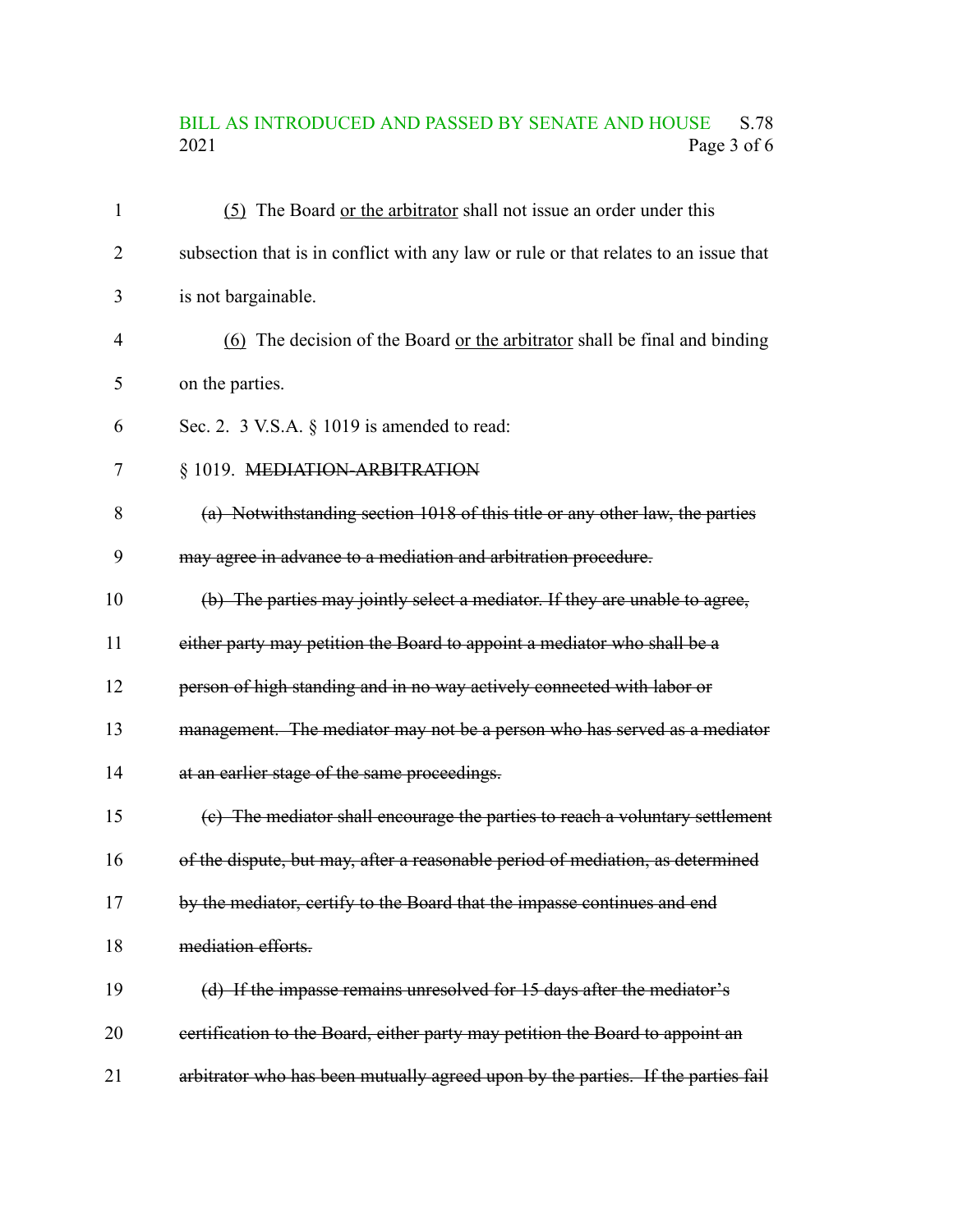(5) The Board <u>or the arbitrator</u> shall not issue an order under this subsection that is in conflict with any law or rule or that relates to an issue that is not bargainable.

(6) The decision of the Board <u>or the arbitrator</u> shall be final and binding on the parties.

Sec. 2. 3 V.S.A. § 1019 is amended to read:

§ 1019. ~~MEDIATION-ARBITRATION~~

~~(a) Notwithstanding section 1018 of this title or any other law, the parties may agree in advance to a mediation and arbitration procedure.~~

~~(b) The parties may jointly select a mediator. If they are unable to agree, either party may petition the Board to appoint a mediator who shall be a person of high standing and in no way actively connected with labor or management. The mediator may not be a person who has served as a mediator at an earlier stage of the same proceedings.~~

~~(c) The mediator shall encourage the parties to reach a voluntary settlement of the dispute, but may, after a reasonable period of mediation, as determined by the mediator, certify to the Board that the impasse continues and end mediation efforts.~~

~~(d) If the impasse remains unresolved for 15 days after the mediator's certification to the Board, either party may petition the Board to appoint an arbitrator who has been mutually agreed upon by the parties. If the parties fail~~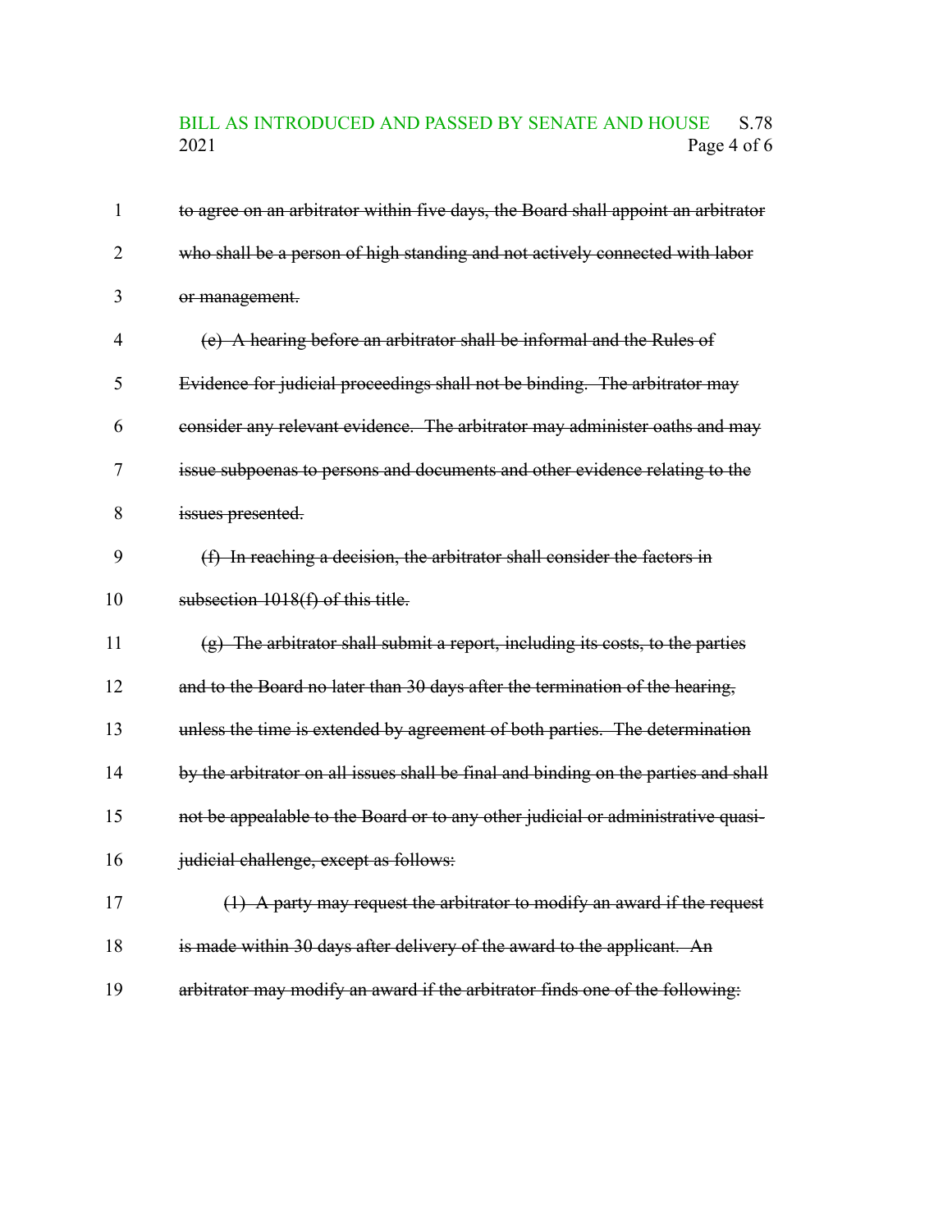~~to agree on an arbitrator within five days, the Board shall appoint an arbitrator who shall be a person of high standing and not actively connected with labor or management.~~

~~(e) A hearing before an arbitrator shall be informal and the Rules of Evidence for judicial proceedings shall not be binding. The arbitrator may consider any relevant evidence. The arbitrator may administer oaths and may issue subpoenas to persons and documents and other evidence relating to the issues presented.~~

~~(f) In reaching a decision, the arbitrator shall consider the factors in subsection 1018(f) of this title.~~

~~(g) The arbitrator shall submit a report, including its costs, to the parties and to the Board no later than 30 days after the termination of the hearing, unless the time is extended by agreement of both parties. The determination by the arbitrator on all issues shall be final and binding on the parties and shall not be appealable to the Board or to any other judicial or administrative quasi-judicial challenge, except as follows:~~

~~(1) A party may request the arbitrator to modify an award if the request is made within 30 days after delivery of the award to the applicant. An arbitrator may modify an award if the arbitrator finds one of the following:~~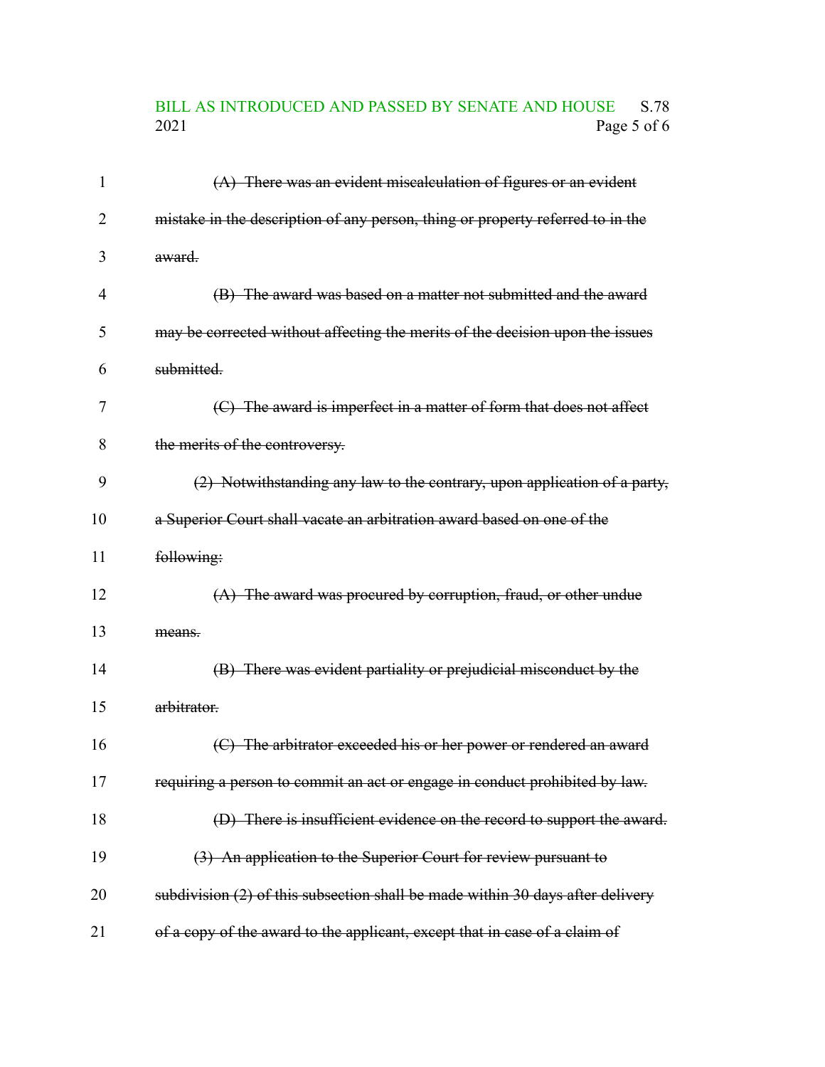~~(A) There was an evident miscalculation of figures or an evident mistake in the description of any person, thing or property referred to in the award.~~

~~(B) The award was based on a matter not submitted and the award may be corrected without affecting the merits of the decision upon the issues submitted.~~

~~(C) The award is imperfect in a matter of form that does not affect the merits of the controversy.~~

~~(2) Notwithstanding any law to the contrary, upon application of a party, a Superior Court shall vacate an arbitration award based on one of the following:~~

~~(A) The award was procured by corruption, fraud, or other undue means.~~

~~(B) There was evident partiality or prejudicial misconduct by the arbitrator.~~

~~(C) The arbitrator exceeded his or her power or rendered an award requiring a person to commit an act or engage in conduct prohibited by law.~~

~~(D) There is insufficient evidence on the record to support the award.~~

~~(3) An application to the Superior Court for review pursuant to subdivision (2) of this subsection shall be made within 30 days after delivery of a copy of the award to the applicant, except that in case of a claim of~~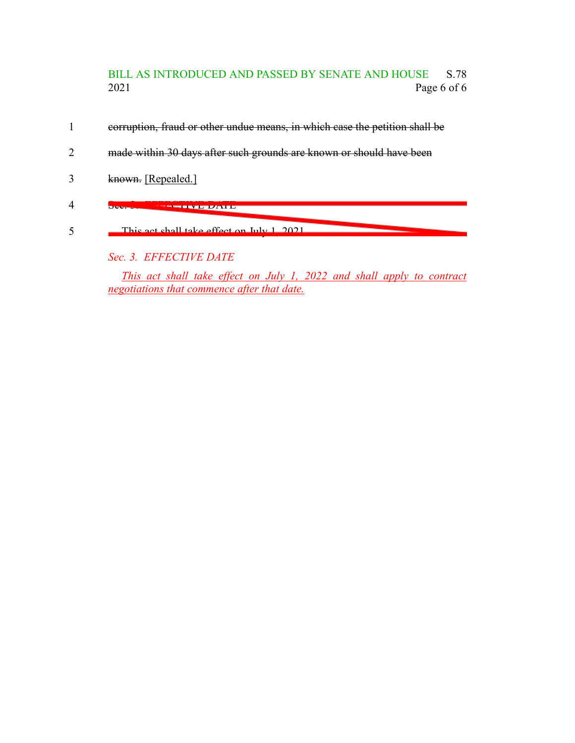~~corruption, fraud or other undue means, in which case the petition shall be made within 30 days after such grounds are known or should have been known.~~ [Repealed.]

~~Sec. 3. EFFECTIVE DATE~~

~~This act shall take effect on July 1, 2021.~~

*Sec. 3. EFFECTIVE DATE*

*This act shall take effect on July 1, 2022 and shall apply to contract negotiations that commence after that date.*